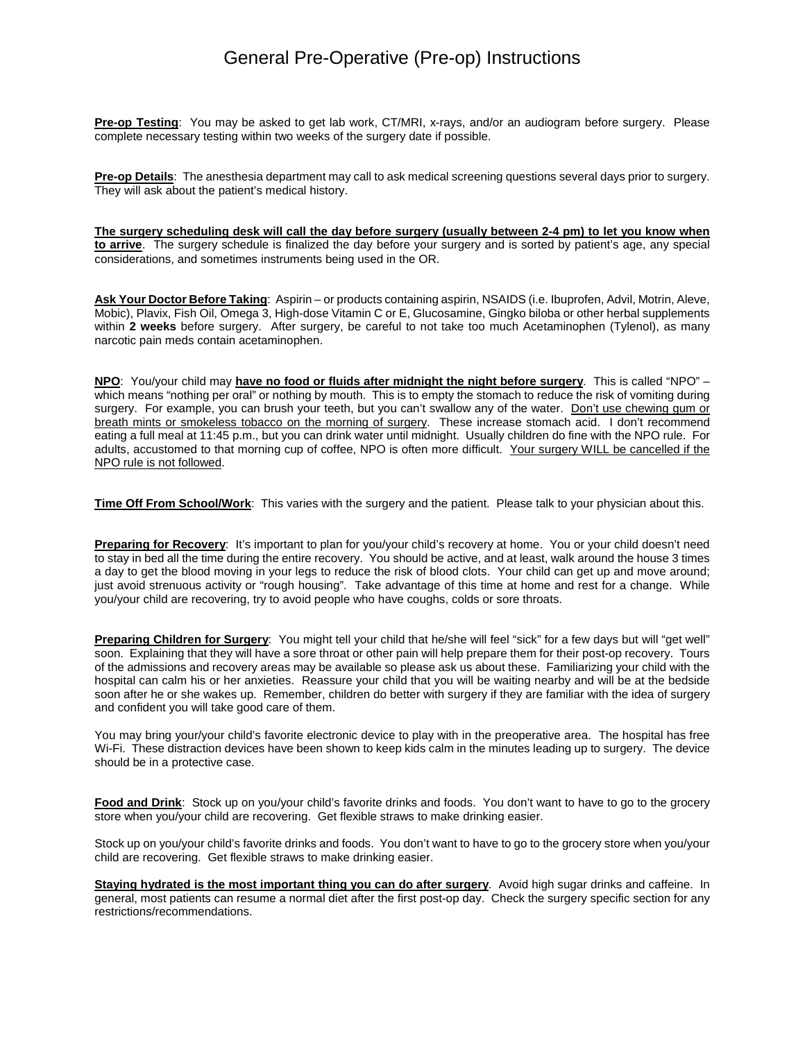# General Pre-Operative (Pre-op) Instructions

**Pre-op Testing**: You may be asked to get lab work, CT/MRI, x-rays, and/or an audiogram before surgery. Please complete necessary testing within two weeks of the surgery date if possible.

**Pre-op Details**: The anesthesia department may call to ask medical screening questions several days prior to surgery. They will ask about the patient's medical history.

**The surgery scheduling desk will call the day before surgery (usually between 2-4 pm) to let you know when to arrive**. The surgery schedule is finalized the day before your surgery and is sorted by patient's age, any special considerations, and sometimes instruments being used in the OR.

**Ask Your Doctor Before Taking**: Aspirin – or products containing aspirin, NSAIDS (i.e. Ibuprofen, Advil, Motrin, Aleve, Mobic), Plavix, Fish Oil, Omega 3, High-dose Vitamin C or E, Glucosamine, Gingko biloba or other herbal supplements within **2 weeks** before surgery. After surgery, be careful to not take too much Acetaminophen (Tylenol), as many narcotic pain meds contain acetaminophen.

**NPO**: You/your child may **have no food or fluids after midnight the night before surgery**. This is called "NPO" – which means "nothing per oral" or nothing by mouth. This is to empty the stomach to reduce the risk of vomiting during surgery. For example, you can brush your teeth, but you can't swallow any of the water. Don't use chewing gum or breath mints or smokeless tobacco on the morning of surgery. These increase stomach acid. I don't recommend eating a full meal at 11:45 p.m., but you can drink water until midnight. Usually children do fine with the NPO rule. For adults, accustomed to that morning cup of coffee, NPO is often more difficult. Your surgery WILL be cancelled if the NPO rule is not followed.

**Time Off From School/Work**: This varies with the surgery and the patient. Please talk to your physician about this.

**Preparing for Recovery**: It's important to plan for you/your child's recovery at home. You or your child doesn't need to stay in bed all the time during the entire recovery. You should be active, and at least, walk around the house 3 times a day to get the blood moving in your legs to reduce the risk of blood clots. Your child can get up and move around; just avoid strenuous activity or "rough housing". Take advantage of this time at home and rest for a change. While you/your child are recovering, try to avoid people who have coughs, colds or sore throats.

**Preparing Children for Surgery**: You might tell your child that he/she will feel "sick" for a few days but will "get well" soon. Explaining that they will have a sore throat or other pain will help prepare them for their post-op recovery. Tours of the admissions and recovery areas may be available so please ask us about these. Familiarizing your child with the hospital can calm his or her anxieties. Reassure your child that you will be waiting nearby and will be at the bedside soon after he or she wakes up. Remember, children do better with surgery if they are familiar with the idea of surgery and confident you will take good care of them.

You may bring your/your child's favorite electronic device to play with in the preoperative area. The hospital has free Wi-Fi. These distraction devices have been shown to keep kids calm in the minutes leading up to surgery. The device should be in a protective case.

**Food and Drink**: Stock up on you/your child's favorite drinks and foods. You don't want to have to go to the grocery store when you/your child are recovering. Get flexible straws to make drinking easier.

Stock up on you/your child's favorite drinks and foods. You don't want to have to go to the grocery store when you/your child are recovering. Get flexible straws to make drinking easier.

**Staying hydrated is the most important thing you can do after surgery**. Avoid high sugar drinks and caffeine. In general, most patients can resume a normal diet after the first post-op day. Check the surgery specific section for any restrictions/recommendations.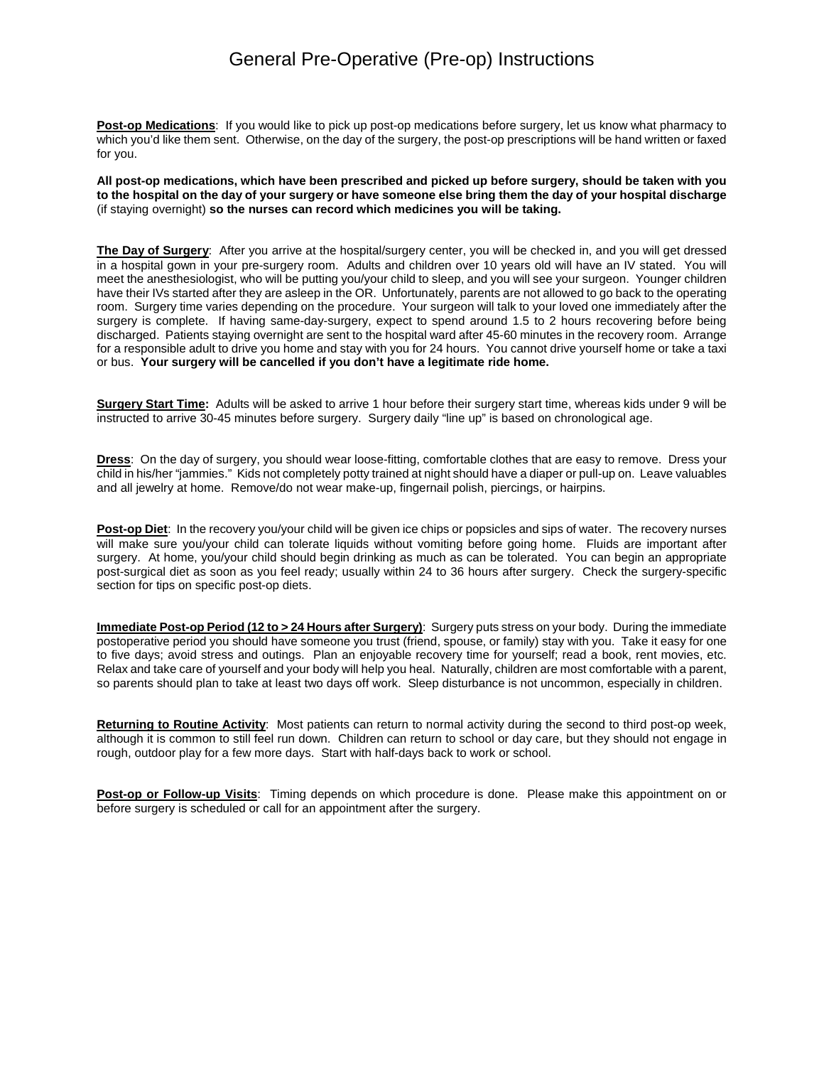# General Pre-Operative (Pre-op) Instructions

**Post-op Medications**: If you would like to pick up post-op medications before surgery, let us know what pharmacy to which you'd like them sent. Otherwise, on the day of the surgery, the post-op prescriptions will be hand written or faxed for you.

**All post-op medications, which have been prescribed and picked up before surgery, should be taken with you to the hospital on the day of your surgery or have someone else bring them the day of your hospital discharge** (if staying overnight) **so the nurses can record which medicines you will be taking.**

**The Day of Surgery**: After you arrive at the hospital/surgery center, you will be checked in, and you will get dressed in a hospital gown in your pre-surgery room. Adults and children over 10 years old will have an IV stated. You will meet the anesthesiologist, who will be putting you/your child to sleep, and you will see your surgeon. Younger children have their IVs started after they are asleep in the OR. Unfortunately, parents are not allowed to go back to the operating room. Surgery time varies depending on the procedure. Your surgeon will talk to your loved one immediately after the surgery is complete. If having same-day-surgery, expect to spend around 1.5 to 2 hours recovering before being discharged. Patients staying overnight are sent to the hospital ward after 45-60 minutes in the recovery room. Arrange for a responsible adult to drive you home and stay with you for 24 hours. You cannot drive yourself home or take a taxi or bus. **Your surgery will be cancelled if you don't have a legitimate ride home.**

**Surgery Start Time:** Adults will be asked to arrive 1 hour before their surgery start time, whereas kids under 9 will be instructed to arrive 30-45 minutes before surgery. Surgery daily "line up" is based on chronological age.

**Dress**: On the day of surgery, you should wear loose-fitting, comfortable clothes that are easy to remove. Dress your child in his/her "jammies." Kids not completely potty trained at night should have a diaper or pull-up on. Leave valuables and all jewelry at home. Remove/do not wear make-up, fingernail polish, piercings, or hairpins.

**Post-op Diet**: In the recovery you/your child will be given ice chips or popsicles and sips of water. The recovery nurses will make sure you/your child can tolerate liquids without vomiting before going home. Fluids are important after surgery. At home, you/your child should begin drinking as much as can be tolerated. You can begin an appropriate post-surgical diet as soon as you feel ready; usually within 24 to 36 hours after surgery. Check the surgery-specific section for tips on specific post-op diets.

**Immediate Post-op Period (12 to > 24 Hours after Surgery)**: Surgery puts stress on your body. During the immediate postoperative period you should have someone you trust (friend, spouse, or family) stay with you. Take it easy for one to five days; avoid stress and outings. Plan an enjoyable recovery time for yourself; read a book, rent movies, etc. Relax and take care of yourself and your body will help you heal. Naturally, children are most comfortable with a parent, so parents should plan to take at least two days off work. Sleep disturbance is not uncommon, especially in children.

**Returning to Routine Activity**: Most patients can return to normal activity during the second to third post-op week, although it is common to still feel run down. Children can return to school or day care, but they should not engage in rough, outdoor play for a few more days. Start with half-days back to work or school.

**Post-op or Follow-up Visits**: Timing depends on which procedure is done. Please make this appointment on or before surgery is scheduled or call for an appointment after the surgery.